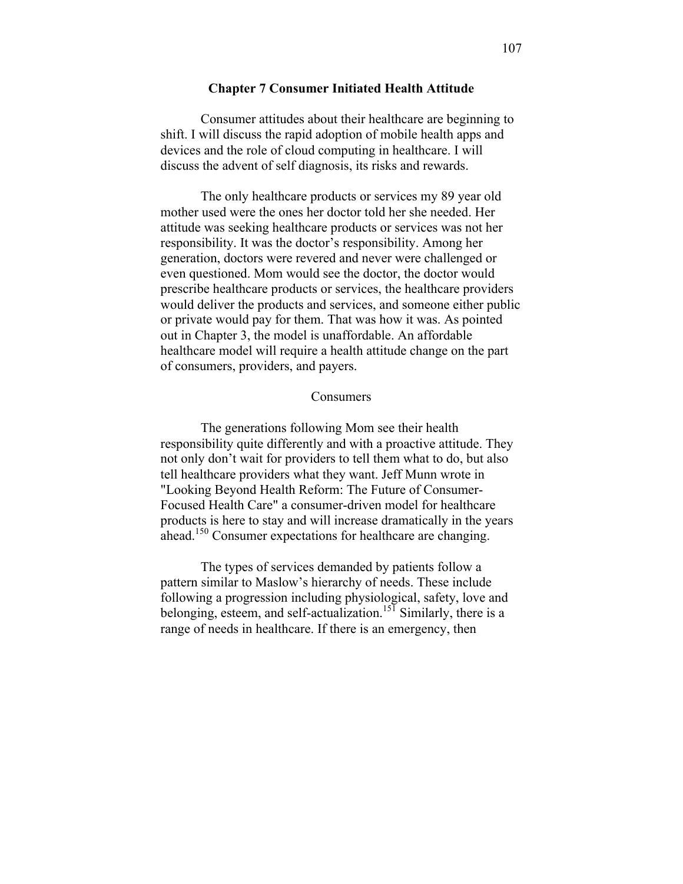# Chapter 7 Consumer Initiated Health Attitude

Consumer attitudes about their healthcare are beginning to shift. I will discuss the rapid adoption of mobile health apps and devices and the role of cloud computing in healthcare. I will discuss the advent of self diagnosis, its risks and rewards.

The only healthcare products or services my 89 year old mother used were the ones her doctor told her she needed. Her attitude was seeking healthcare products or services was not her responsibility. It was the doctor's responsibility. Among her generation, doctors were revered and never were challenged or even questioned. Mom would see the doctor, the doctor would prescribe healthcare products or services, the healthcare providers would deliver the products and services, and someone either public or private would pay for them. That was how it was. As pointed out in Chapter 3, the model is unaffordable. An affordable healthcare model will require a health attitude change on the part of consumers, providers, and payers.

## Consumers

The generations following Mom see their health responsibility quite differently and with a proactive attitude. They not only don't wait for providers to tell them what to do, but also tell healthcare providers what they want. Jeff Munn wrote in "Looking Beyond Health Reform: The Future of Consumer-Focused Health Care" a consumer-driven model for healthcare products is here to stay and will increase dramatically in the years ahead.[150] Consumer expectations for healthcare are changing.

The types of services demanded by patients follow a pattern similar to Maslow's hierarchy of needs. These include following a progression including physiological, safety, love and belonging, esteem, and self-actualization.[151] Similarly, there is a range of needs in healthcare. If there is an emergency, then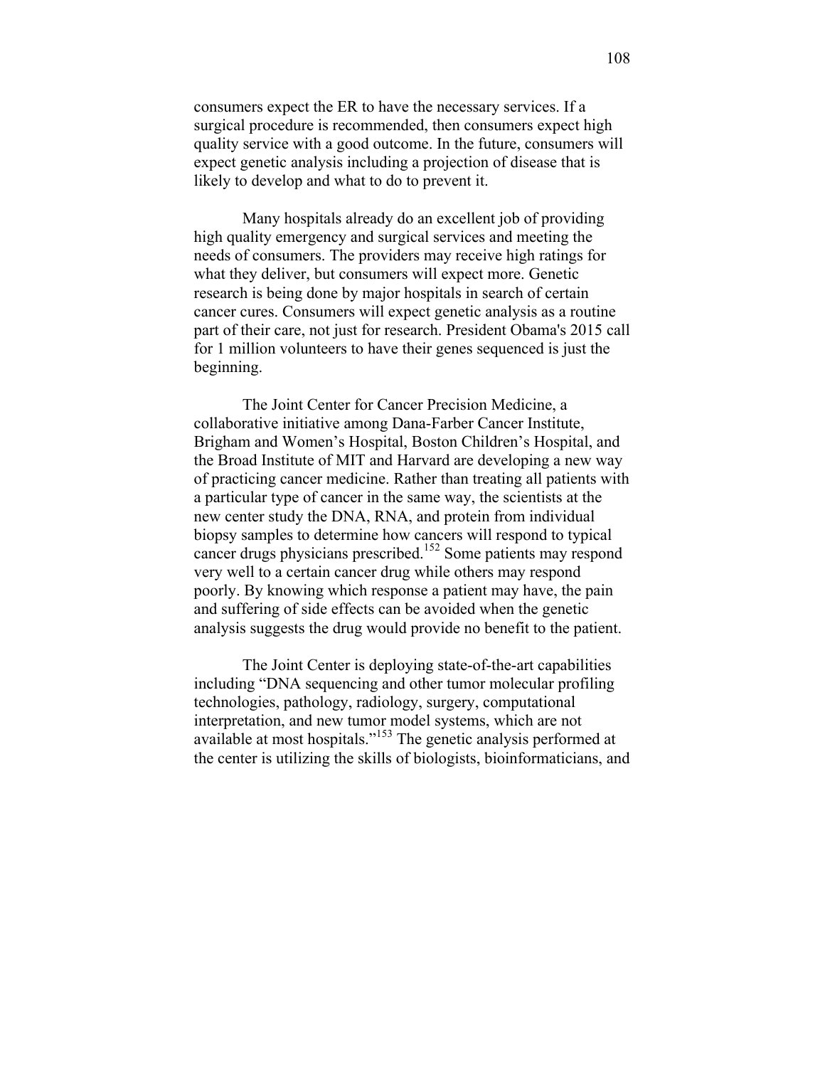consumers expect the ER to have the necessary services. If a surgical procedure is recommended, then consumers expect high quality service with a good outcome. In the future, consumers will expect genetic analysis including a projection of disease that is likely to develop and what to do to prevent it.

Many hospitals already do an excellent job of providing high quality emergency and surgical services and meeting the needs of consumers. The providers may receive high ratings for what they deliver, but consumers will expect more. Genetic research is being done by major hospitals in search of certain cancer cures. Consumers will expect genetic analysis as a routine part of their care, not just for research. President Obama's 2015 call for 1 million volunteers to have their genes sequenced is just the beginning.

The Joint Center for Cancer Precision Medicine, a collaborative initiative among Dana-Farber Cancer Institute, Brigham and Women's Hospital, Boston Children's Hospital, and the Broad Institute of MIT and Harvard are developing a new way of practicing cancer medicine. Rather than treating all patients with a particular type of cancer in the same way, the scientists at the new center study the DNA, RNA, and protein from individual biopsy samples to determine how cancers will respond to typical cancer drugs physicians prescribed.[152] Some patients may respond very well to a certain cancer drug while others may respond poorly. By knowing which response a patient may have, the pain and suffering of side effects can be avoided when the genetic analysis suggests the drug would provide no benefit to the patient.

The Joint Center is deploying state-of-the-art capabilities including "DNA sequencing and other tumor molecular profiling technologies, pathology, radiology, surgery, computational interpretation, and new tumor model systems, which are not available at most hospitals."[153] The genetic analysis performed at the center is utilizing the skills of biologists, bioinformaticians, and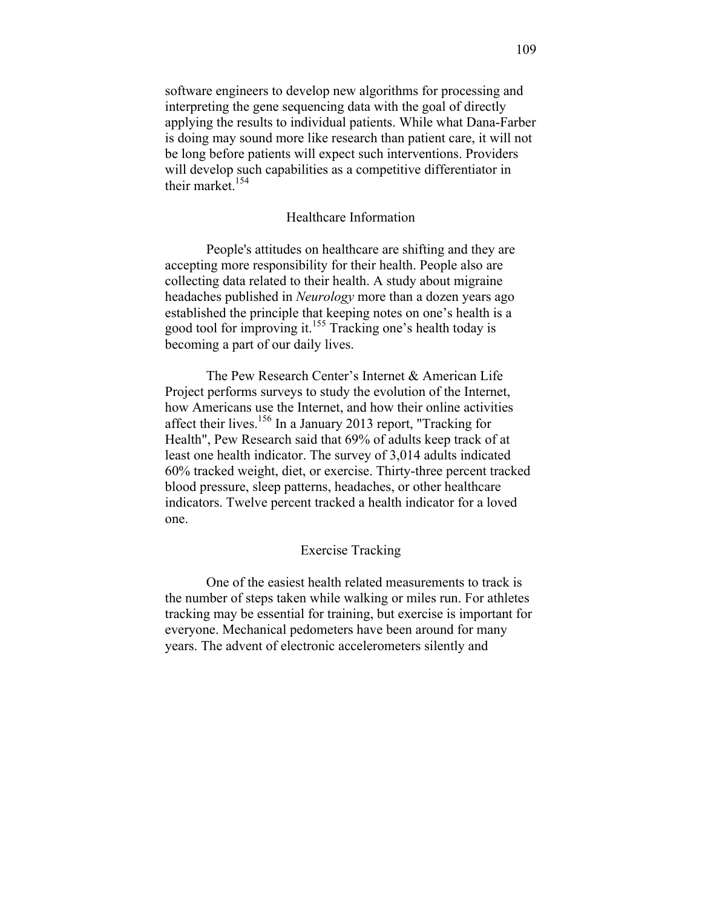software engineers to develop new algorithms for processing and interpreting the gene sequencing data with the goal of directly applying the results to individual patients. While what Dana-Farber is doing may sound more like research than patient care, it will not be long before patients will expect such interventions. Providers will develop such capabilities as a competitive differentiator in their market.[154]

## Healthcare Information

People's attitudes on healthcare are shifting and they are accepting more responsibility for their health. People also are collecting data related to their health. A study about migraine headaches published in *Neurology* more than a dozen years ago established the principle that keeping notes on one's health is a good tool for improving it.[155] Tracking one's health today is becoming a part of our daily lives.

The Pew Research Center's Internet & American Life Project performs surveys to study the evolution of the Internet, how Americans use the Internet, and how their online activities affect their lives.[156] In a January 2013 report, "Tracking for Health", Pew Research said that 69% of adults keep track of at least one health indicator. The survey of 3,014 adults indicated 60% tracked weight, diet, or exercise. Thirty-three percent tracked blood pressure, sleep patterns, headaches, or other healthcare indicators. Twelve percent tracked a health indicator for a loved one.

## Exercise Tracking

One of the easiest health related measurements to track is the number of steps taken while walking or miles run. For athletes tracking may be essential for training, but exercise is important for everyone. Mechanical pedometers have been around for many years. The advent of electronic accelerometers silently and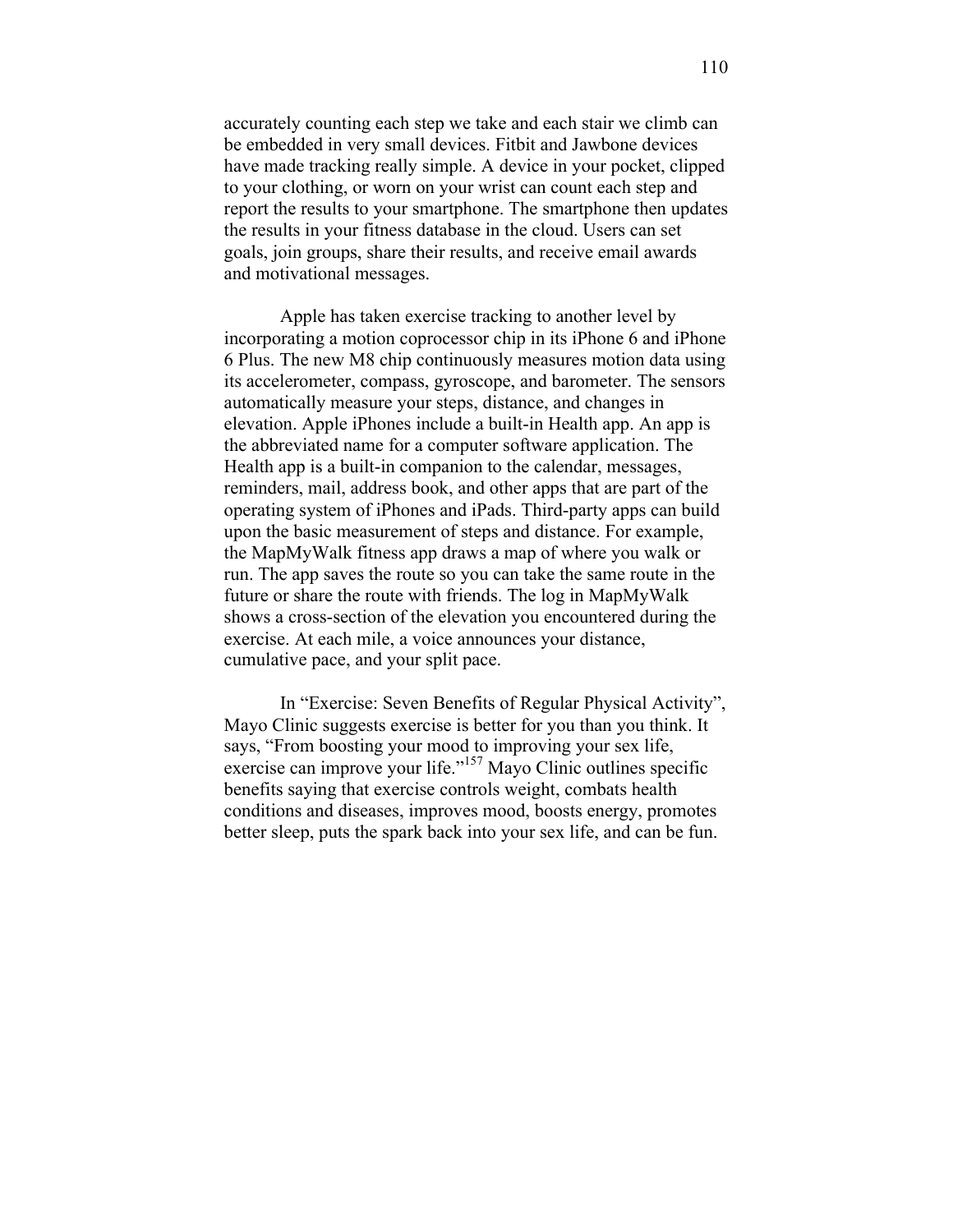accurately counting each step we take and each stair we climb can be embedded in very small devices. Fitbit and Jawbone devices have made tracking really simple. A device in your pocket, clipped to your clothing, or worn on your wrist can count each step and report the results to your smartphone. The smartphone then updates the results in your fitness database in the cloud. Users can set goals, join groups, share their results, and receive email awards and motivational messages.

Apple has taken exercise tracking to another level by incorporating a motion coprocessor chip in its iPhone 6 and iPhone 6 Plus. The new M8 chip continuously measures motion data using its accelerometer, compass, gyroscope, and barometer. The sensors automatically measure your steps, distance, and changes in elevation. Apple iPhones include a built-in Health app. An app is the abbreviated name for a computer software application. The Health app is a built-in companion to the calendar, messages, reminders, mail, address book, and other apps that are part of the operating system of iPhones and iPads. Third-party apps can build upon the basic measurement of steps and distance. For example, the MapMyWalk fitness app draws a map of where you walk or run. The app saves the route so you can take the same route in the future or share the route with friends. The log in MapMyWalk shows a cross-section of the elevation you encountered during the exercise. At each mile, a voice announces your distance, cumulative pace, and your split pace.

In "Exercise: Seven Benefits of Regular Physical Activity", Mayo Clinic suggests exercise is better for you than you think. It says, "From boosting your mood to improving your sex life, exercise can improve your life."[157] Mayo Clinic outlines specific benefits saying that exercise controls weight, combats health conditions and diseases, improves mood, boosts energy, promotes better sleep, puts the spark back into your sex life, and can be fun.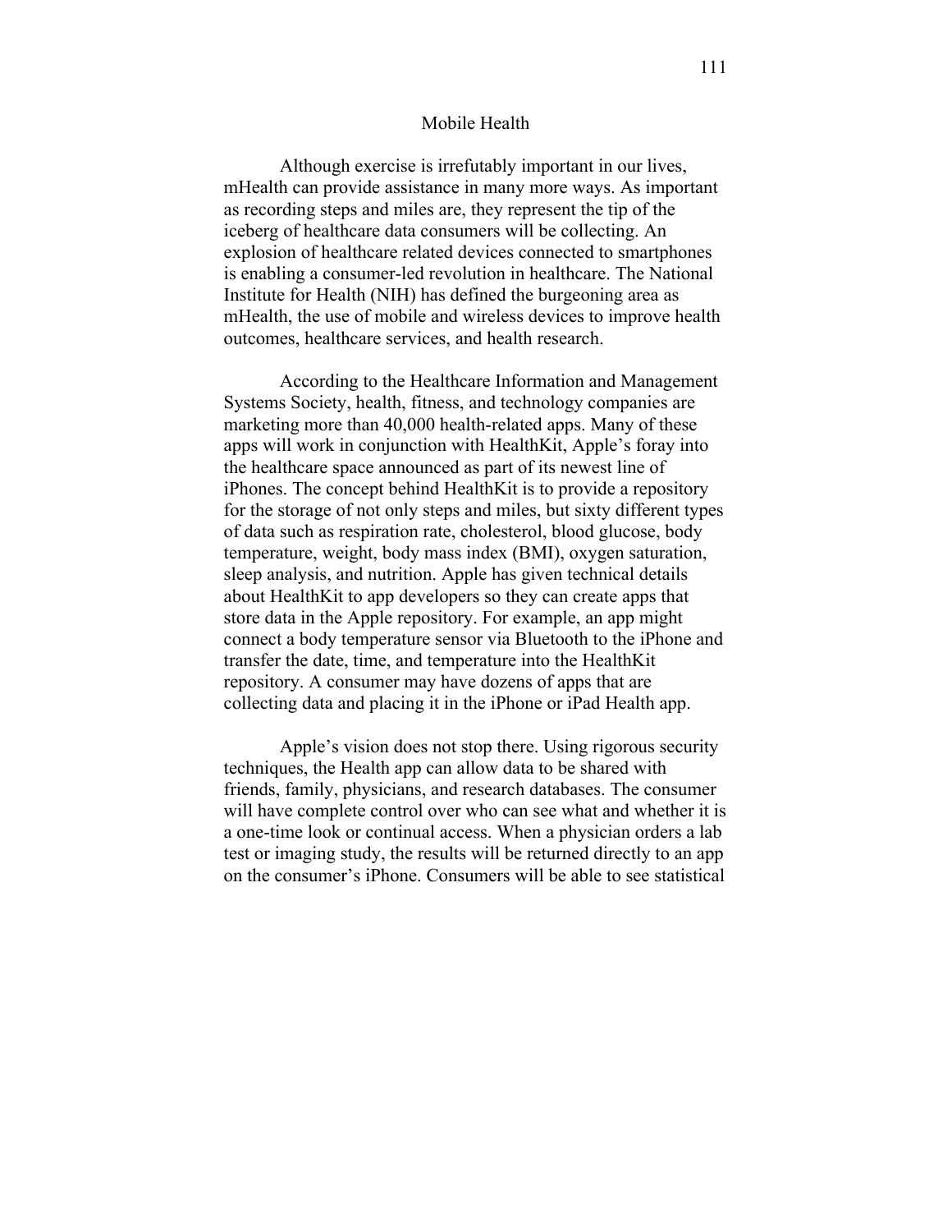## Mobile Health

Although exercise is irrefutably important in our lives, mHealth can provide assistance in many more ways. As important as recording steps and miles are, they represent the tip of the iceberg of healthcare data consumers will be collecting. An explosion of healthcare related devices connected to smartphones is enabling a consumer-led revolution in healthcare. The National Institute for Health (NIH) has defined the burgeoning area as mHealth, the use of mobile and wireless devices to improve health outcomes, healthcare services, and health research.

According to the Healthcare Information and Management Systems Society, health, fitness, and technology companies are marketing more than 40,000 health-related apps. Many of these apps will work in conjunction with HealthKit, Apple's foray into the healthcare space announced as part of its newest line of iPhones. The concept behind HealthKit is to provide a repository for the storage of not only steps and miles, but sixty different types of data such as respiration rate, cholesterol, blood glucose, body temperature, weight, body mass index (BMI), oxygen saturation, sleep analysis, and nutrition. Apple has given technical details about HealthKit to app developers so they can create apps that store data in the Apple repository. For example, an app might connect a body temperature sensor via Bluetooth to the iPhone and transfer the date, time, and temperature into the HealthKit repository. A consumer may have dozens of apps that are collecting data and placing it in the iPhone or iPad Health app.

Apple's vision does not stop there. Using rigorous security techniques, the Health app can allow data to be shared with friends, family, physicians, and research databases. The consumer will have complete control over who can see what and whether it is a one-time look or continual access. When a physician orders a lab test or imaging study, the results will be returned directly to an app on the consumer's iPhone. Consumers will be able to see statistical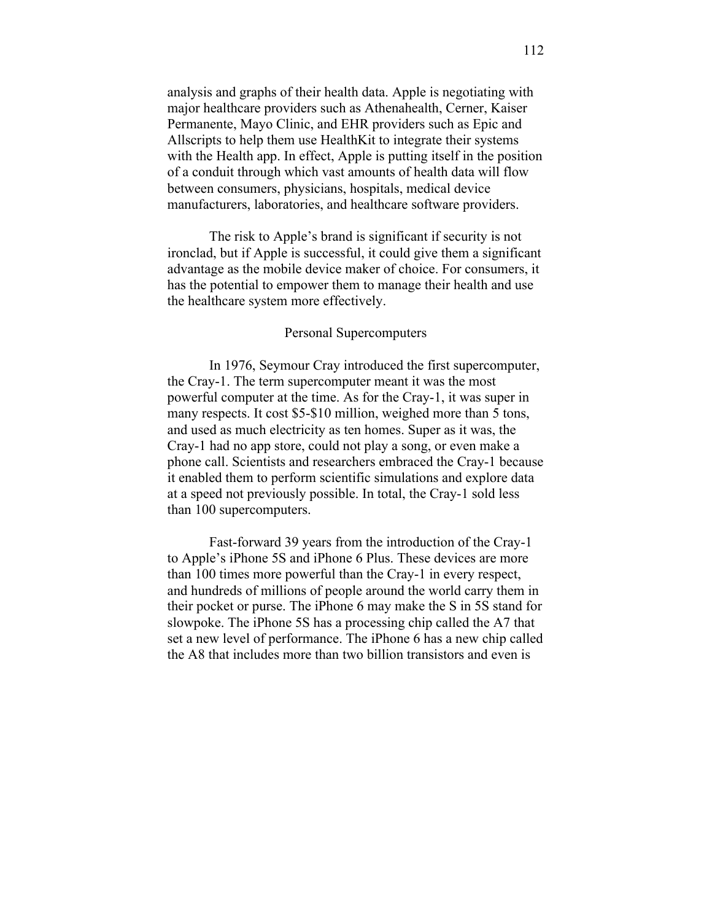analysis and graphs of their health data. Apple is negotiating with major healthcare providers such as Athenahealth, Cerner, Kaiser Permanente, Mayo Clinic, and EHR providers such as Epic and Allscripts to help them use HealthKit to integrate their systems with the Health app. In effect, Apple is putting itself in the position of a conduit through which vast amounts of health data will flow between consumers, physicians, hospitals, medical device manufacturers, laboratories, and healthcare software providers.

The risk to Apple's brand is significant if security is not ironclad, but if Apple is successful, it could give them a significant advantage as the mobile device maker of choice. For consumers, it has the potential to empower them to manage their health and use the healthcare system more effectively.

## Personal Supercomputers

In 1976, Seymour Cray introduced the first supercomputer, the Cray-1. The term supercomputer meant it was the most powerful computer at the time. As for the Cray-1, it was super in many respects. It cost $5-$10 million, weighed more than 5 tons, and used as much electricity as ten homes. Super as it was, the Cray-1 had no app store, could not play a song, or even make a phone call. Scientists and researchers embraced the Cray-1 because it enabled them to perform scientific simulations and explore data at a speed not previously possible. In total, the Cray-1 sold less than 100 supercomputers.

Fast-forward 39 years from the introduction of the Cray-1 to Apple's iPhone 5S and iPhone 6 Plus. These devices are more than 100 times more powerful than the Cray-1 in every respect, and hundreds of millions of people around the world carry them in their pocket or purse. The iPhone 6 may make the S in 5S stand for slowpoke. The iPhone 5S has a processing chip called the A7 that set a new level of performance. The iPhone 6 has a new chip called the A8 that includes more than two billion transistors and even is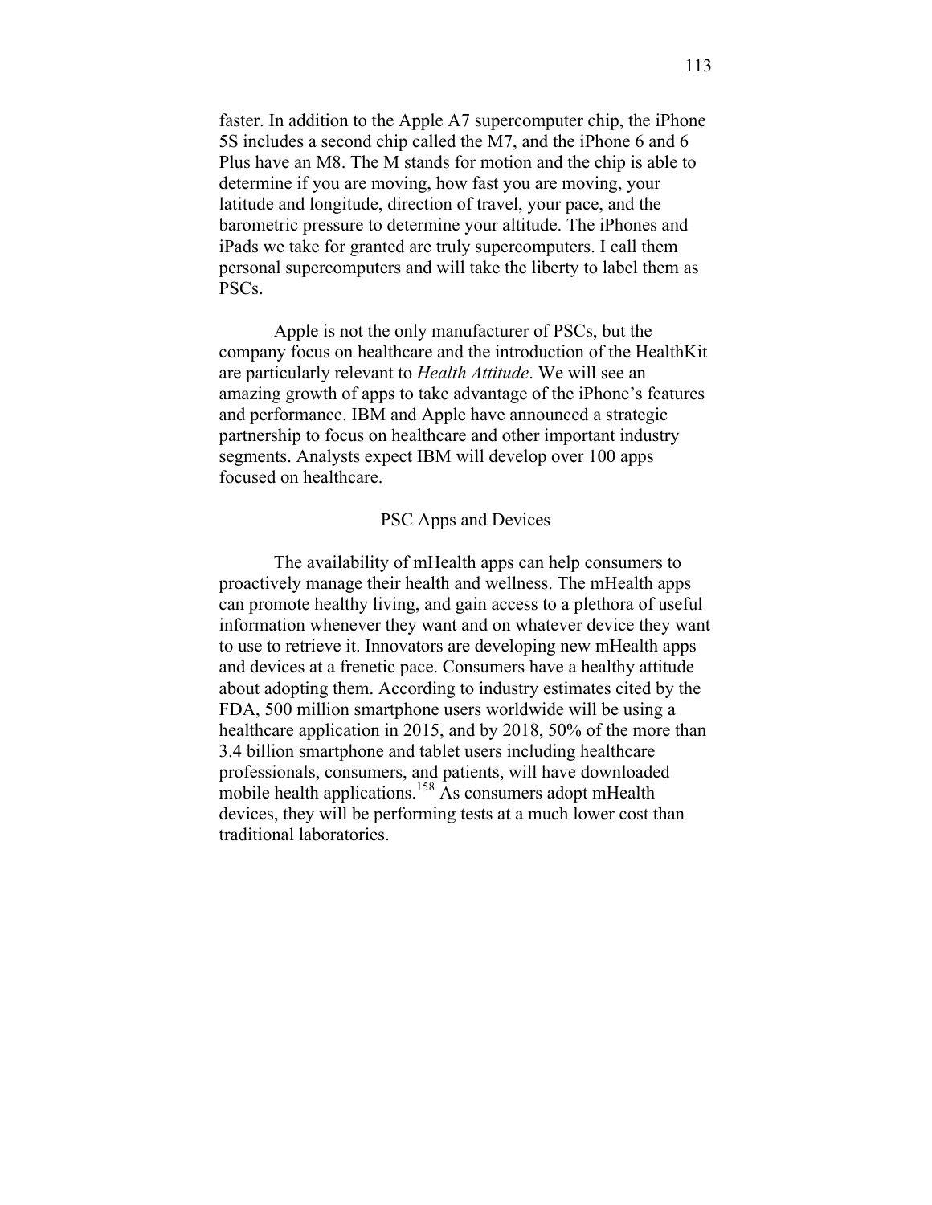faster. In addition to the Apple A7 supercomputer chip, the iPhone 5S includes a second chip called the M7, and the iPhone 6 and 6 Plus have an M8. The M stands for motion and the chip is able to determine if you are moving, how fast you are moving, your latitude and longitude, direction of travel, your pace, and the barometric pressure to determine your altitude. The iPhones and iPads we take for granted are truly supercomputers. I call them personal supercomputers and will take the liberty to label them as PSCs.

Apple is not the only manufacturer of PSCs, but the company focus on healthcare and the introduction of the HealthKit are particularly relevant to *Health Attitude*. We will see an amazing growth of apps to take advantage of the iPhone's features and performance. IBM and Apple have announced a strategic partnership to focus on healthcare and other important industry segments. Analysts expect IBM will develop over 100 apps focused on healthcare.

## PSC Apps and Devices

The availability of mHealth apps can help consumers to proactively manage their health and wellness. The mHealth apps can promote healthy living, and gain access to a plethora of useful information whenever they want and on whatever device they want to use to retrieve it. Innovators are developing new mHealth apps and devices at a frenetic pace. Consumers have a healthy attitude about adopting them. According to industry estimates cited by the FDA, 500 million smartphone users worldwide will be using a healthcare application in 2015, and by 2018, 50% of the more than 3.4 billion smartphone and tablet users including healthcare professionals, consumers, and patients, will have downloaded mobile health applications.[158] As consumers adopt mHealth devices, they will be performing tests at a much lower cost than traditional laboratories.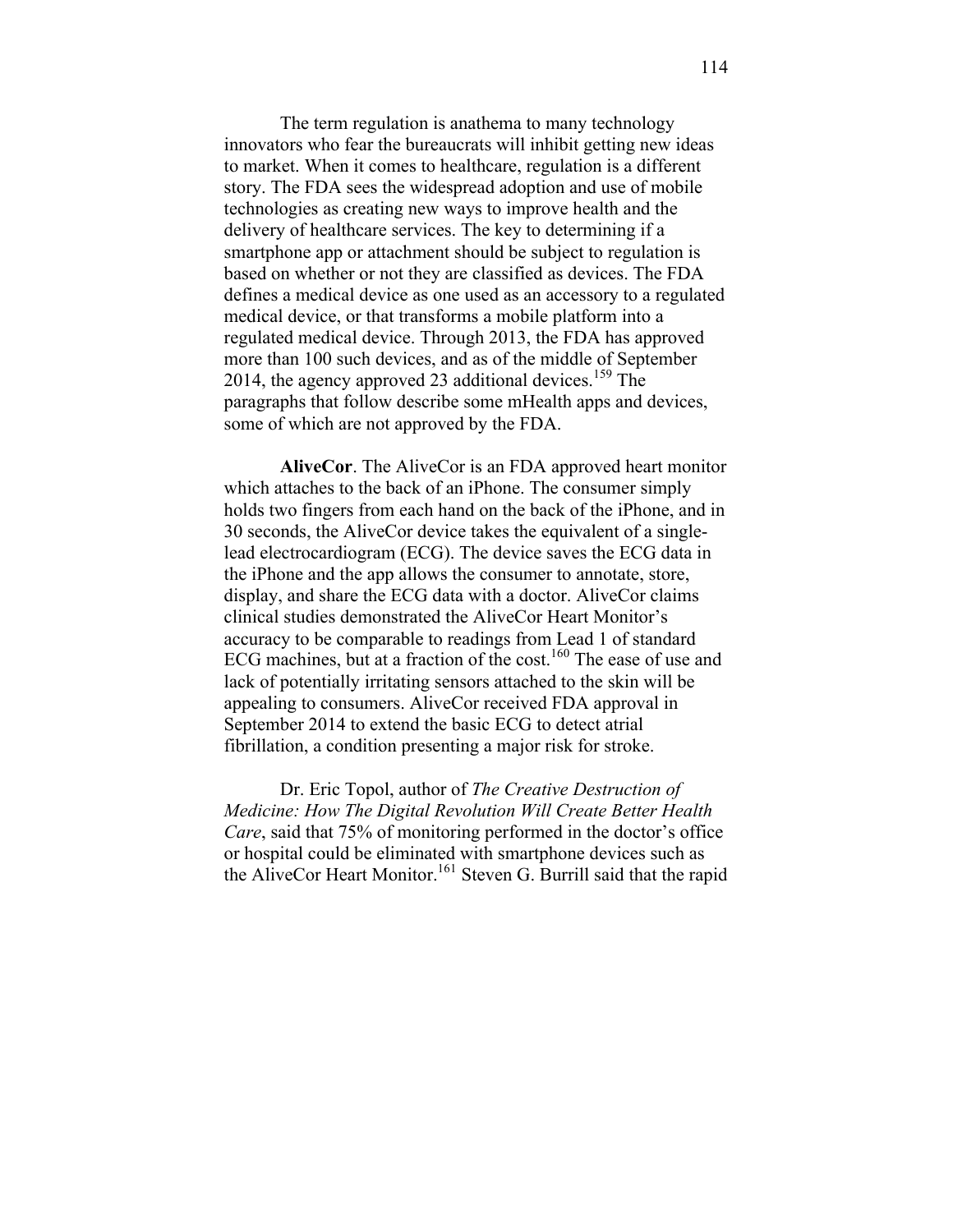The term regulation is anathema to many technology innovators who fear the bureaucrats will inhibit getting new ideas to market. When it comes to healthcare, regulation is a different story. The FDA sees the widespread adoption and use of mobile technologies as creating new ways to improve health and the delivery of healthcare services. The key to determining if a smartphone app or attachment should be subject to regulation is based on whether or not they are classified as devices. The FDA defines a medical device as one used as an accessory to a regulated medical device, or that transforms a mobile platform into a regulated medical device. Through 2013, the FDA has approved more than 100 such devices, and as of the middle of September 2014, the agency approved 23 additional devices.[159] The paragraphs that follow describe some mHealth apps and devices, some of which are not approved by the FDA.

**AliveCor**. The AliveCor is an FDA approved heart monitor which attaches to the back of an iPhone. The consumer simply holds two fingers from each hand on the back of the iPhone, and in 30 seconds, the AliveCor device takes the equivalent of a single-lead electrocardiogram (ECG). The device saves the ECG data in the iPhone and the app allows the consumer to annotate, store, display, and share the ECG data with a doctor. AliveCor claims clinical studies demonstrated the AliveCor Heart Monitor's accuracy to be comparable to readings from Lead 1 of standard ECG machines, but at a fraction of the cost.[160] The ease of use and lack of potentially irritating sensors attached to the skin will be appealing to consumers. AliveCor received FDA approval in September 2014 to extend the basic ECG to detect atrial fibrillation, a condition presenting a major risk for stroke.

Dr. Eric Topol, author of *The Creative Destruction of Medicine: How The Digital Revolution Will Create Better Health Care*, said that 75% of monitoring performed in the doctor's office or hospital could be eliminated with smartphone devices such as the AliveCor Heart Monitor.[161] Steven G. Burrill said that the rapid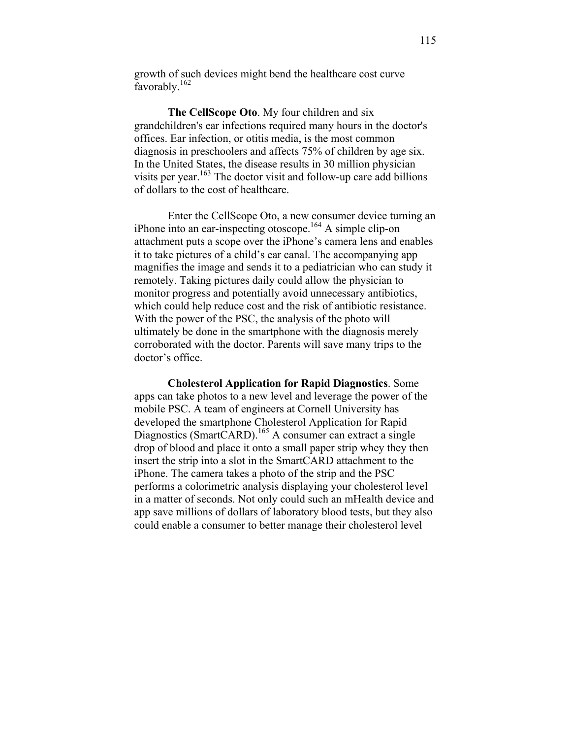growth of such devices might bend the healthcare cost curve favorably.[162]

**The CellScope Oto**. My four children and six grandchildren's ear infections required many hours in the doctor's offices. Ear infection, or otitis media, is the most common diagnosis in preschoolers and affects 75% of children by age six. In the United States, the disease results in 30 million physician visits per year.[163] The doctor visit and follow-up care add billions of dollars to the cost of healthcare.

Enter the CellScope Oto, a new consumer device turning an iPhone into an ear-inspecting otoscope.[164] A simple clip-on attachment puts a scope over the iPhone's camera lens and enables it to take pictures of a child's ear canal. The accompanying app magnifies the image and sends it to a pediatrician who can study it remotely. Taking pictures daily could allow the physician to monitor progress and potentially avoid unnecessary antibiotics, which could help reduce cost and the risk of antibiotic resistance. With the power of the PSC, the analysis of the photo will ultimately be done in the smartphone with the diagnosis merely corroborated with the doctor. Parents will save many trips to the doctor's office.

**Cholesterol Application for Rapid Diagnostics**. Some apps can take photos to a new level and leverage the power of the mobile PSC. A team of engineers at Cornell University has developed the smartphone Cholesterol Application for Rapid Diagnostics (SmartCARD).[165] A consumer can extract a single drop of blood and place it onto a small paper strip whey they then insert the strip into a slot in the SmartCARD attachment to the iPhone. The camera takes a photo of the strip and the PSC performs a colorimetric analysis displaying your cholesterol level in a matter of seconds. Not only could such an mHealth device and app save millions of dollars of laboratory blood tests, but they also could enable a consumer to better manage their cholesterol level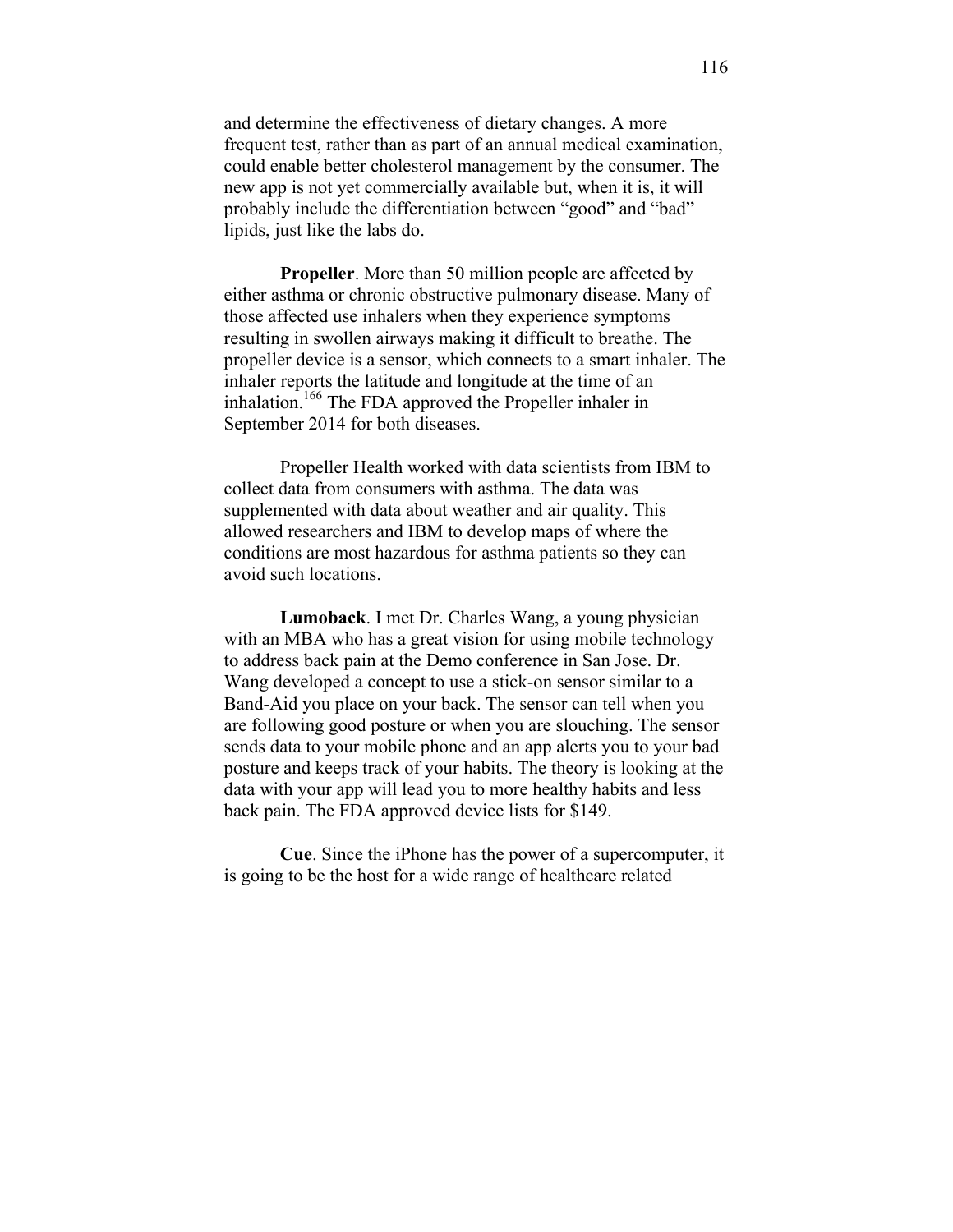and determine the effectiveness of dietary changes. A more frequent test, rather than as part of an annual medical examination, could enable better cholesterol management by the consumer. The new app is not yet commercially available but, when it is, it will probably include the differentiation between "good" and "bad" lipids, just like the labs do.

**Propeller**. More than 50 million people are affected by either asthma or chronic obstructive pulmonary disease. Many of those affected use inhalers when they experience symptoms resulting in swollen airways making it difficult to breathe. The propeller device is a sensor, which connects to a smart inhaler. The inhaler reports the latitude and longitude at the time of an inhalation.[166] The FDA approved the Propeller inhaler in September 2014 for both diseases.

Propeller Health worked with data scientists from IBM to collect data from consumers with asthma. The data was supplemented with data about weather and air quality. This allowed researchers and IBM to develop maps of where the conditions are most hazardous for asthma patients so they can avoid such locations.

**Lumoback**. I met Dr. Charles Wang, a young physician with an MBA who has a great vision for using mobile technology to address back pain at the Demo conference in San Jose. Dr. Wang developed a concept to use a stick-on sensor similar to a Band-Aid you place on your back. The sensor can tell when you are following good posture or when you are slouching. The sensor sends data to your mobile phone and an app alerts you to your bad posture and keeps track of your habits. The theory is looking at the data with your app will lead you to more healthy habits and less back pain. The FDA approved device lists for $149.

**Cue**. Since the iPhone has the power of a supercomputer, it is going to be the host for a wide range of healthcare related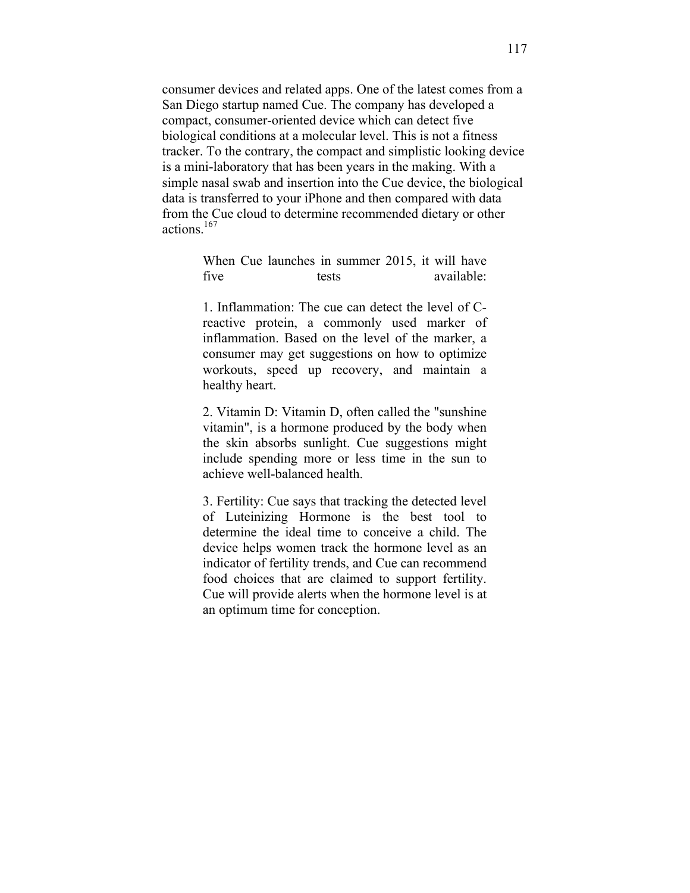consumer devices and related apps. One of the latest comes from a San Diego startup named Cue. The company has developed a compact, consumer-oriented device which can detect five biological conditions at a molecular level. This is not a fitness tracker. To the contrary, the compact and simplistic looking device is a mini-laboratory that has been years in the making. With a simple nasal swab and insertion into the Cue device, the biological data is transferred to your iPhone and then compared with data from the Cue cloud to determine recommended dietary or other actions.[167]

> When Cue launches in summer 2015, it will have five tests available:
>
> 1. Inflammation: The cue can detect the level of C-reactive protein, a commonly used marker of inflammation. Based on the level of the marker, a consumer may get suggestions on how to optimize workouts, speed up recovery, and maintain a healthy heart.
>
> 2. Vitamin D: Vitamin D, often called the "sunshine vitamin", is a hormone produced by the body when the skin absorbs sunlight. Cue suggestions might include spending more or less time in the sun to achieve well-balanced health.
>
> 3. Fertility: Cue says that tracking the detected level of Luteinizing Hormone is the best tool to determine the ideal time to conceive a child. The device helps women track the hormone level as an indicator of fertility trends, and Cue can recommend food choices that are claimed to support fertility. Cue will provide alerts when the hormone level is at an optimum time for conception.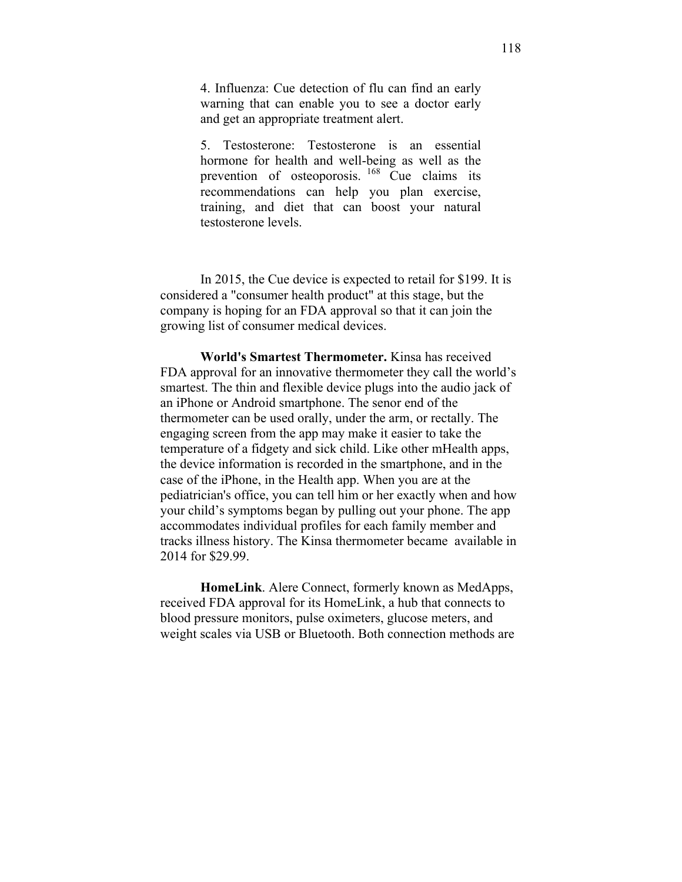4. Influenza: Cue detection of flu can find an early warning that can enable you to see a doctor early and get an appropriate treatment alert.

5. Testosterone: Testosterone is an essential hormone for health and well-being as well as the prevention of osteoporosis. [168] Cue claims its recommendations can help you plan exercise, training, and diet that can boost your natural testosterone levels.

In 2015, the Cue device is expected to retail for $199. It is considered a "consumer health product" at this stage, but the company is hoping for an FDA approval so that it can join the growing list of consumer medical devices.

**World's Smartest Thermometer.** Kinsa has received FDA approval for an innovative thermometer they call the world's smartest. The thin and flexible device plugs into the audio jack of an iPhone or Android smartphone. The senor end of the thermometer can be used orally, under the arm, or rectally. The engaging screen from the app may make it easier to take the temperature of a fidgety and sick child. Like other mHealth apps, the device information is recorded in the smartphone, and in the case of the iPhone, in the Health app. When you are at the pediatrician's office, you can tell him or her exactly when and how your child's symptoms began by pulling out your phone. The app accommodates individual profiles for each family member and tracks illness history. The Kinsa thermometer became available in 2014 for $29.99.

**HomeLink**. Alere Connect, formerly known as MedApps, received FDA approval for its HomeLink, a hub that connects to blood pressure monitors, pulse oximeters, glucose meters, and weight scales via USB or Bluetooth. Both connection methods are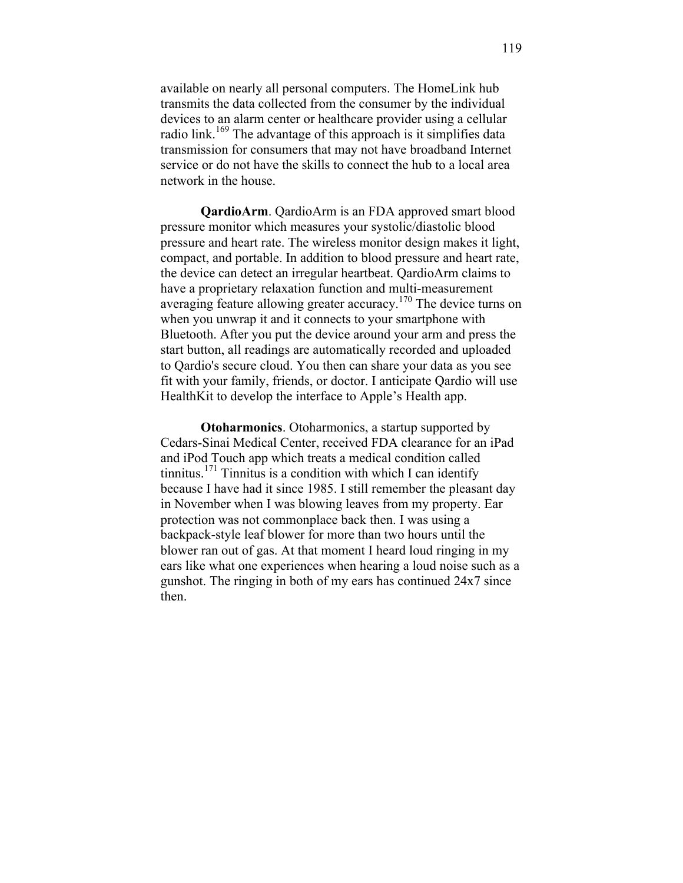available on nearly all personal computers. The HomeLink hub transmits the data collected from the consumer by the individual devices to an alarm center or healthcare provider using a cellular radio link.[169] The advantage of this approach is it simplifies data transmission for consumers that may not have broadband Internet service or do not have the skills to connect the hub to a local area network in the house.

**QardioArm**. QardioArm is an FDA approved smart blood pressure monitor which measures your systolic/diastolic blood pressure and heart rate. The wireless monitor design makes it light, compact, and portable. In addition to blood pressure and heart rate, the device can detect an irregular heartbeat. QardioArm claims to have a proprietary relaxation function and multi-measurement averaging feature allowing greater accuracy.[170] The device turns on when you unwrap it and it connects to your smartphone with Bluetooth. After you put the device around your arm and press the start button, all readings are automatically recorded and uploaded to Qardio's secure cloud. You then can share your data as you see fit with your family, friends, or doctor. I anticipate Qardio will use HealthKit to develop the interface to Apple's Health app.

**Otoharmonics**. Otoharmonics, a startup supported by Cedars-Sinai Medical Center, received FDA clearance for an iPad and iPod Touch app which treats a medical condition called tinnitus.[171] Tinnitus is a condition with which I can identify because I have had it since 1985. I still remember the pleasant day in November when I was blowing leaves from my property. Ear protection was not commonplace back then. I was using a backpack-style leaf blower for more than two hours until the blower ran out of gas. At that moment I heard loud ringing in my ears like what one experiences when hearing a loud noise such as a gunshot. The ringing in both of my ears has continued 24x7 since then.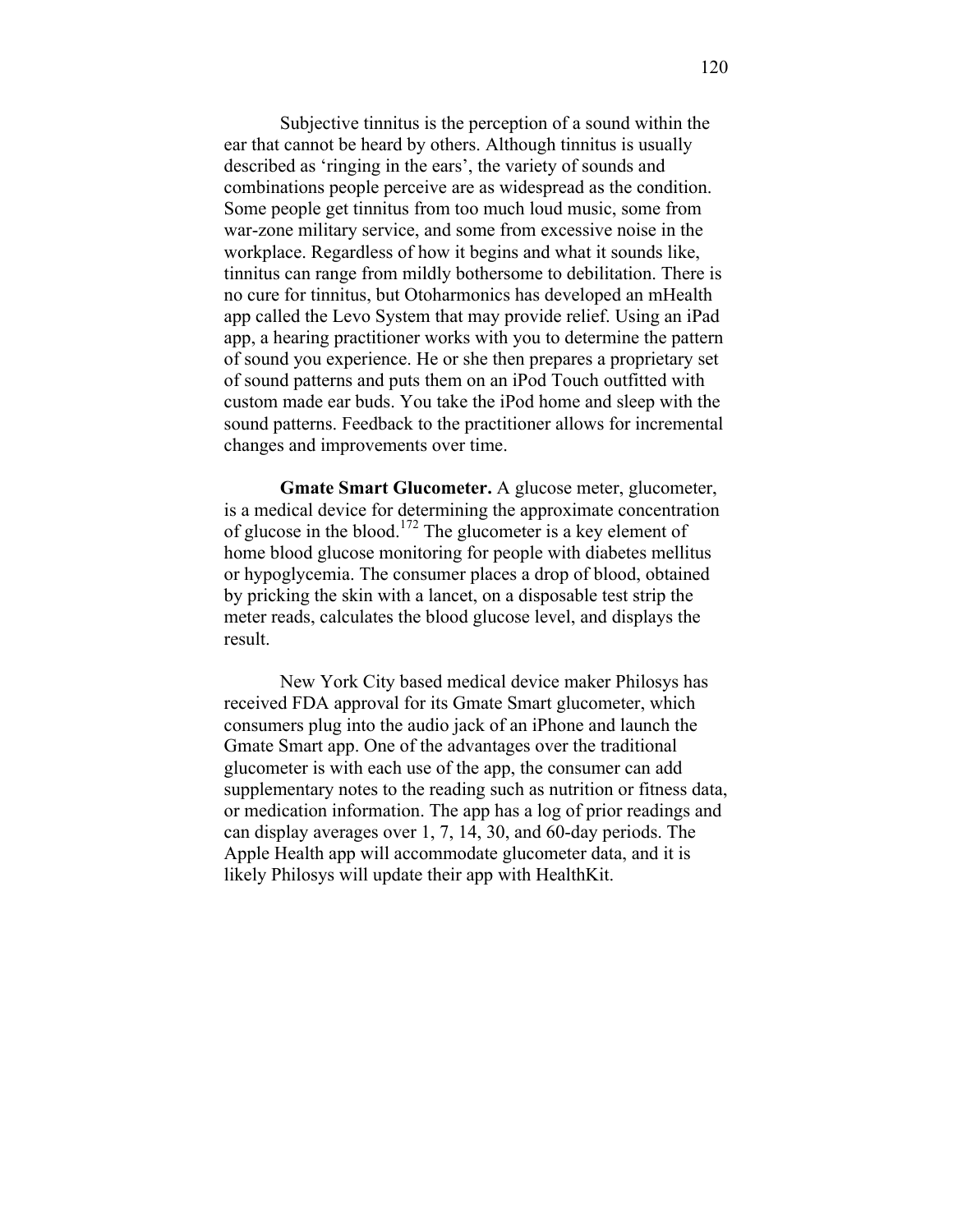Subjective tinnitus is the perception of a sound within the ear that cannot be heard by others. Although tinnitus is usually described as 'ringing in the ears', the variety of sounds and combinations people perceive are as widespread as the condition. Some people get tinnitus from too much loud music, some from war-zone military service, and some from excessive noise in the workplace. Regardless of how it begins and what it sounds like, tinnitus can range from mildly bothersome to debilitation. There is no cure for tinnitus, but Otoharmonics has developed an mHealth app called the Levo System that may provide relief. Using an iPad app, a hearing practitioner works with you to determine the pattern of sound you experience. He or she then prepares a proprietary set of sound patterns and puts them on an iPod Touch outfitted with custom made ear buds. You take the iPod home and sleep with the sound patterns. Feedback to the practitioner allows for incremental changes and improvements over time.

**Gmate Smart Glucometer.** A glucose meter, glucometer, is a medical device for determining the approximate concentration of glucose in the blood.[172] The glucometer is a key element of home blood glucose monitoring for people with diabetes mellitus or hypoglycemia. The consumer places a drop of blood, obtained by pricking the skin with a lancet, on a disposable test strip the meter reads, calculates the blood glucose level, and displays the result.

New York City based medical device maker Philosys has received FDA approval for its Gmate Smart glucometer, which consumers plug into the audio jack of an iPhone and launch the Gmate Smart app. One of the advantages over the traditional glucometer is with each use of the app, the consumer can add supplementary notes to the reading such as nutrition or fitness data, or medication information. The app has a log of prior readings and can display averages over 1, 7, 14, 30, and 60-day periods. The Apple Health app will accommodate glucometer data, and it is likely Philosys will update their app with HealthKit.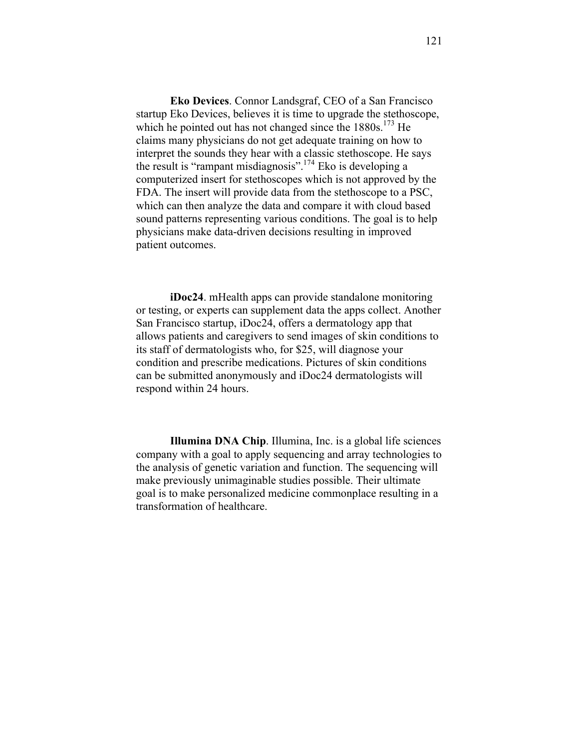**Eko Devices**. Connor Landsgraf, CEO of a San Francisco startup Eko Devices, believes it is time to upgrade the stethoscope, which he pointed out has not changed since the 1880s.[173] He claims many physicians do not get adequate training on how to interpret the sounds they hear with a classic stethoscope. He says the result is "rampant misdiagnosis".[174] Eko is developing a computerized insert for stethoscopes which is not approved by the FDA. The insert will provide data from the stethoscope to a PSC, which can then analyze the data and compare it with cloud based sound patterns representing various conditions. The goal is to help physicians make data-driven decisions resulting in improved patient outcomes.

**iDoc24**. mHealth apps can provide standalone monitoring or testing, or experts can supplement data the apps collect. Another San Francisco startup, iDoc24, offers a dermatology app that allows patients and caregivers to send images of skin conditions to its staff of dermatologists who, for $25, will diagnose your condition and prescribe medications. Pictures of skin conditions can be submitted anonymously and iDoc24 dermatologists will respond within 24 hours.

**Illumina DNA Chip**. Illumina, Inc. is a global life sciences company with a goal to apply sequencing and array technologies to the analysis of genetic variation and function. The sequencing will make previously unimaginable studies possible. Their ultimate goal is to make personalized medicine commonplace resulting in a transformation of healthcare.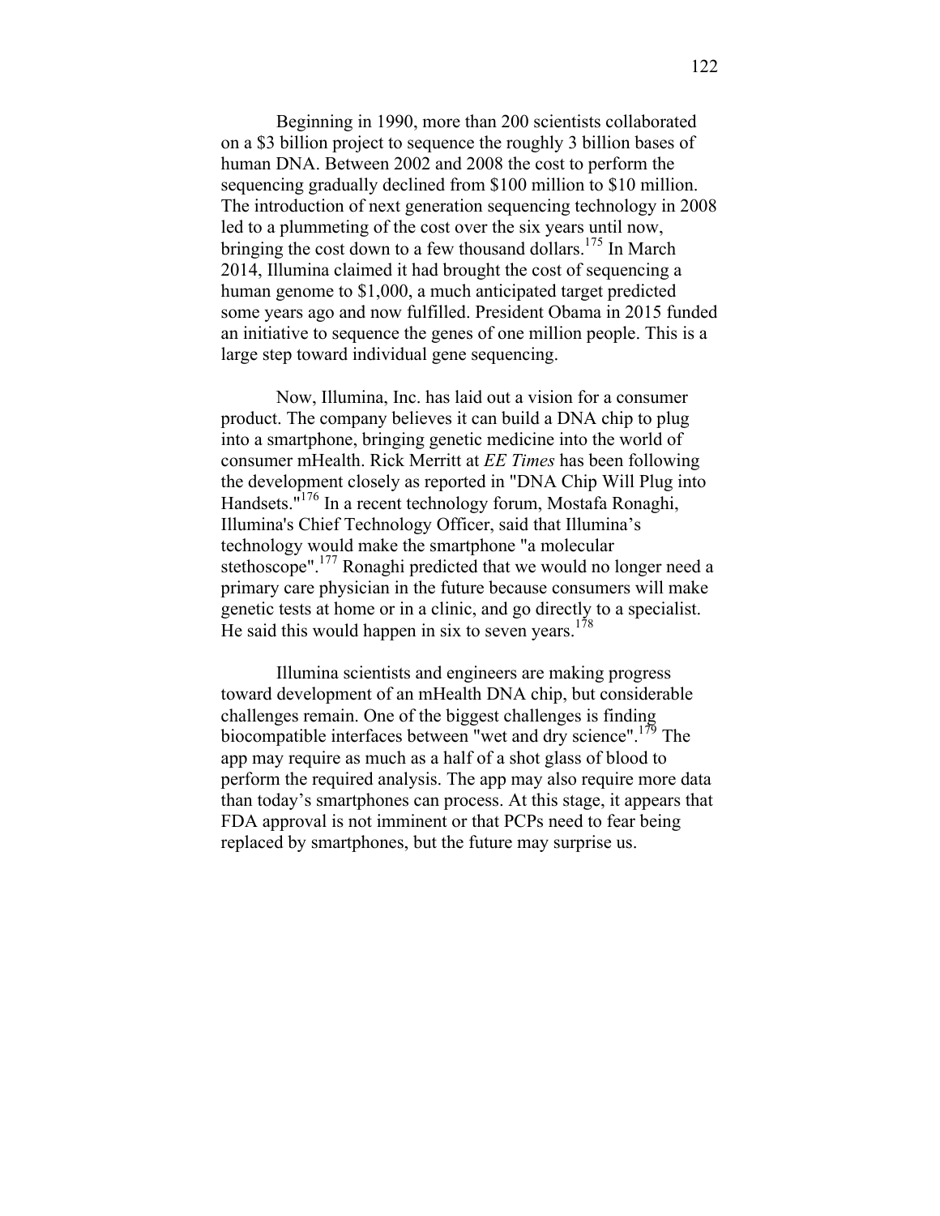Beginning in 1990, more than 200 scientists collaborated on a $3 billion project to sequence the roughly 3 billion bases of human DNA. Between 2002 and 2008 the cost to perform the sequencing gradually declined from $100 million to $10 million. The introduction of next generation sequencing technology in 2008 led to a plummeting of the cost over the six years until now, bringing the cost down to a few thousand dollars.[175] In March 2014, Illumina claimed it had brought the cost of sequencing a human genome to $1,000, a much anticipated target predicted some years ago and now fulfilled. President Obama in 2015 funded an initiative to sequence the genes of one million people. This is a large step toward individual gene sequencing.

Now, Illumina, Inc. has laid out a vision for a consumer product. The company believes it can build a DNA chip to plug into a smartphone, bringing genetic medicine into the world of consumer mHealth. Rick Merritt at *EE Times* has been following the development closely as reported in "DNA Chip Will Plug into Handsets."[176] In a recent technology forum, Mostafa Ronaghi, Illumina's Chief Technology Officer, said that Illumina's technology would make the smartphone "a molecular stethoscope".[177] Ronaghi predicted that we would no longer need a primary care physician in the future because consumers will make genetic tests at home or in a clinic, and go directly to a specialist. He said this would happen in six to seven years.[178]

Illumina scientists and engineers are making progress toward development of an mHealth DNA chip, but considerable challenges remain. One of the biggest challenges is finding biocompatible interfaces between "wet and dry science".[179] The app may require as much as a half of a shot glass of blood to perform the required analysis. The app may also require more data than today's smartphones can process. At this stage, it appears that FDA approval is not imminent or that PCPs need to fear being replaced by smartphones, but the future may surprise us.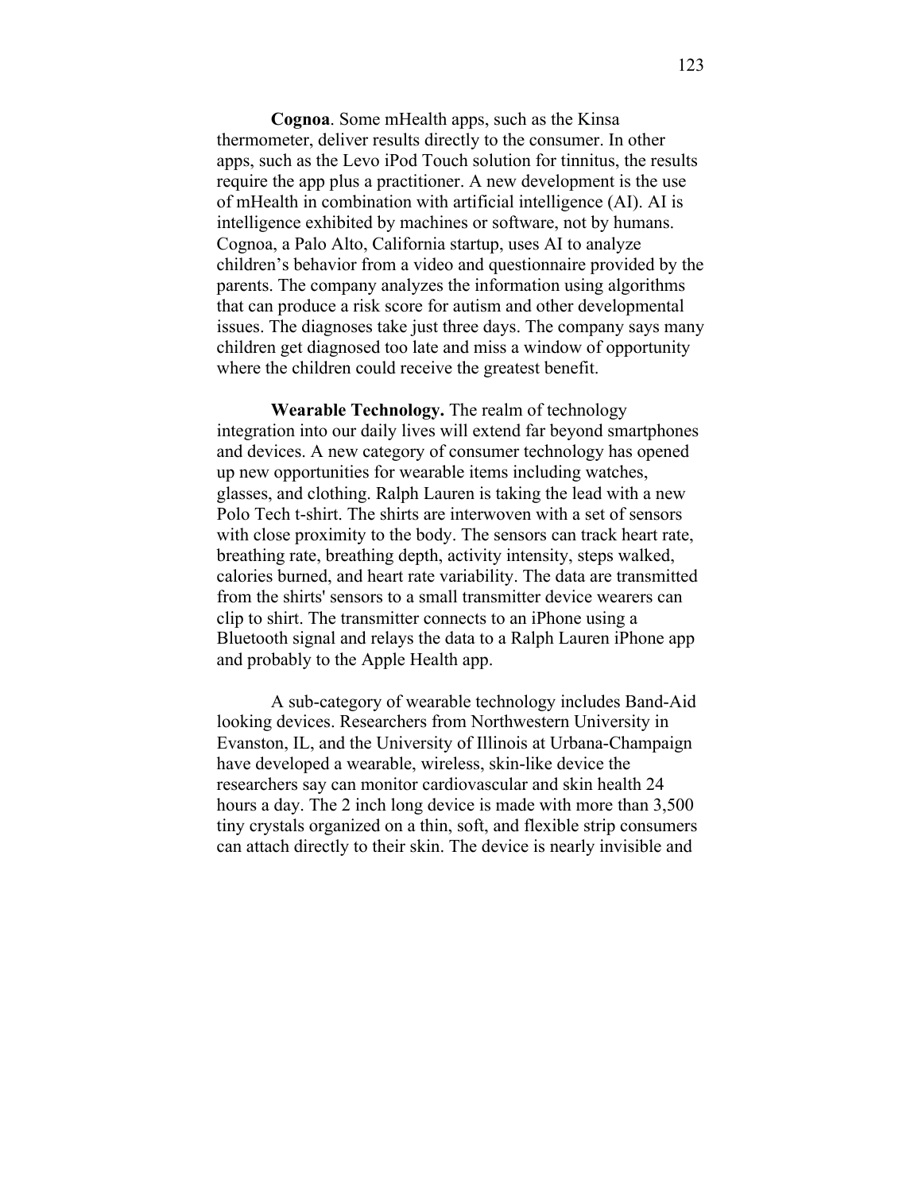**Cognoa**. Some mHealth apps, such as the Kinsa thermometer, deliver results directly to the consumer. In other apps, such as the Levo iPod Touch solution for tinnitus, the results require the app plus a practitioner. A new development is the use of mHealth in combination with artificial intelligence (AI). AI is intelligence exhibited by machines or software, not by humans. Cognoa, a Palo Alto, California startup, uses AI to analyze children's behavior from a video and questionnaire provided by the parents. The company analyzes the information using algorithms that can produce a risk score for autism and other developmental issues. The diagnoses take just three days. The company says many children get diagnosed too late and miss a window of opportunity where the children could receive the greatest benefit.

**Wearable Technology.** The realm of technology integration into our daily lives will extend far beyond smartphones and devices. A new category of consumer technology has opened up new opportunities for wearable items including watches, glasses, and clothing. Ralph Lauren is taking the lead with a new Polo Tech t-shirt. The shirts are interwoven with a set of sensors with close proximity to the body. The sensors can track heart rate, breathing rate, breathing depth, activity intensity, steps walked, calories burned, and heart rate variability. The data are transmitted from the shirts' sensors to a small transmitter device wearers can clip to shirt. The transmitter connects to an iPhone using a Bluetooth signal and relays the data to a Ralph Lauren iPhone app and probably to the Apple Health app.

A sub-category of wearable technology includes Band-Aid looking devices. Researchers from Northwestern University in Evanston, IL, and the University of Illinois at Urbana-Champaign have developed a wearable, wireless, skin-like device the researchers say can monitor cardiovascular and skin health 24 hours a day. The 2 inch long device is made with more than 3,500 tiny crystals organized on a thin, soft, and flexible strip consumers can attach directly to their skin. The device is nearly invisible and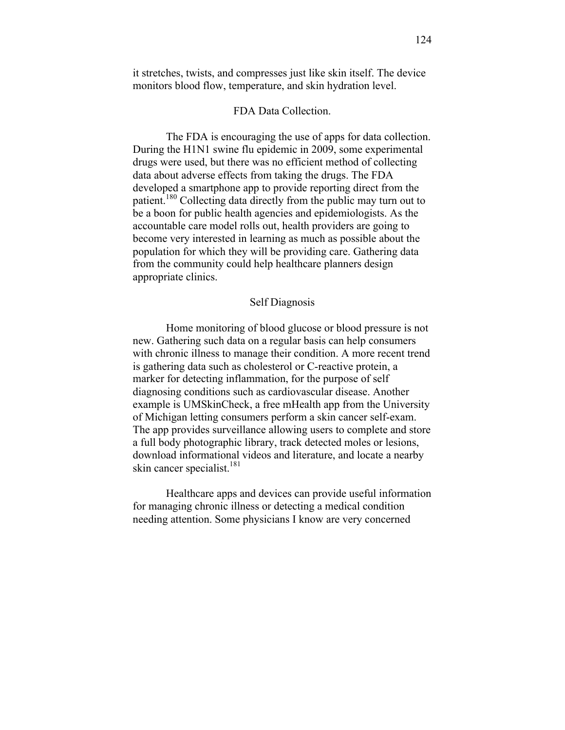it stretches, twists, and compresses just like skin itself. The device monitors blood flow, temperature, and skin hydration level.

### FDA Data Collection.

The FDA is encouraging the use of apps for data collection. During the H1N1 swine flu epidemic in 2009, some experimental drugs were used, but there was no efficient method of collecting data about adverse effects from taking the drugs. The FDA developed a smartphone app to provide reporting direct from the patient.[180] Collecting data directly from the public may turn out to be a boon for public health agencies and epidemiologists. As the accountable care model rolls out, health providers are going to become very interested in learning as much as possible about the population for which they will be providing care. Gathering data from the community could help healthcare planners design appropriate clinics.

### Self Diagnosis

Home monitoring of blood glucose or blood pressure is not new. Gathering such data on a regular basis can help consumers with chronic illness to manage their condition. A more recent trend is gathering data such as cholesterol or C-reactive protein, a marker for detecting inflammation, for the purpose of self diagnosing conditions such as cardiovascular disease. Another example is UMSkinCheck, a free mHealth app from the University of Michigan letting consumers perform a skin cancer self-exam. The app provides surveillance allowing users to complete and store a full body photographic library, track detected moles or lesions, download informational videos and literature, and locate a nearby skin cancer specialist.[181]

Healthcare apps and devices can provide useful information for managing chronic illness or detecting a medical condition needing attention. Some physicians I know are very concerned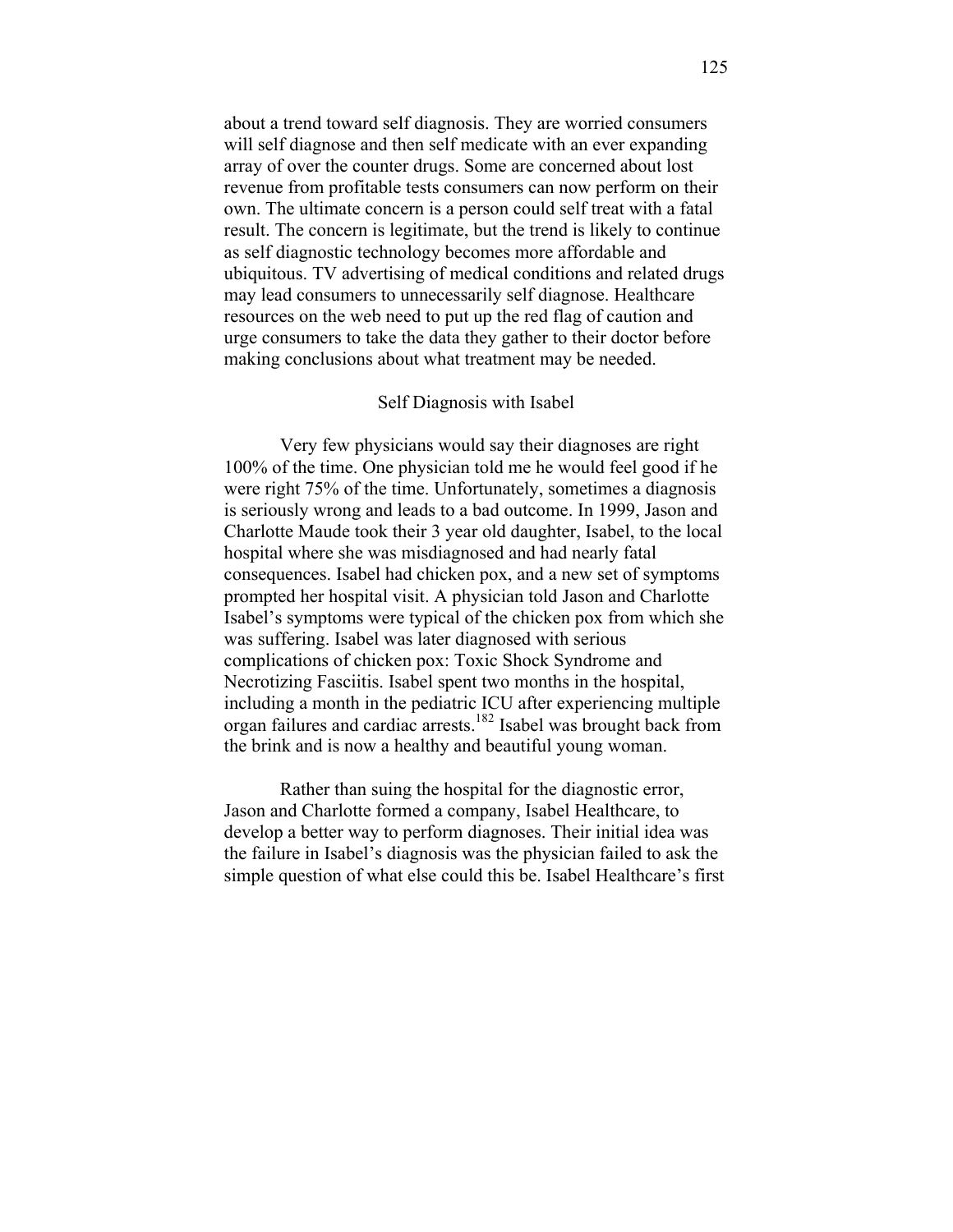about a trend toward self diagnosis. They are worried consumers will self diagnose and then self medicate with an ever expanding array of over the counter drugs. Some are concerned about lost revenue from profitable tests consumers can now perform on their own. The ultimate concern is a person could self treat with a fatal result. The concern is legitimate, but the trend is likely to continue as self diagnostic technology becomes more affordable and ubiquitous. TV advertising of medical conditions and related drugs may lead consumers to unnecessarily self diagnose. Healthcare resources on the web need to put up the red flag of caution and urge consumers to take the data they gather to their doctor before making conclusions about what treatment may be needed.

## Self Diagnosis with Isabel

Very few physicians would say their diagnoses are right 100% of the time. One physician told me he would feel good if he were right 75% of the time. Unfortunately, sometimes a diagnosis is seriously wrong and leads to a bad outcome. In 1999, Jason and Charlotte Maude took their 3 year old daughter, Isabel, to the local hospital where she was misdiagnosed and had nearly fatal consequences. Isabel had chicken pox, and a new set of symptoms prompted her hospital visit. A physician told Jason and Charlotte Isabel's symptoms were typical of the chicken pox from which she was suffering. Isabel was later diagnosed with serious complications of chicken pox: Toxic Shock Syndrome and Necrotizing Fasciitis. Isabel spent two months in the hospital, including a month in the pediatric ICU after experiencing multiple organ failures and cardiac arrests.[182] Isabel was brought back from the brink and is now a healthy and beautiful young woman.

Rather than suing the hospital for the diagnostic error, Jason and Charlotte formed a company, Isabel Healthcare, to develop a better way to perform diagnoses. Their initial idea was the failure in Isabel's diagnosis was the physician failed to ask the simple question of what else could this be. Isabel Healthcare's first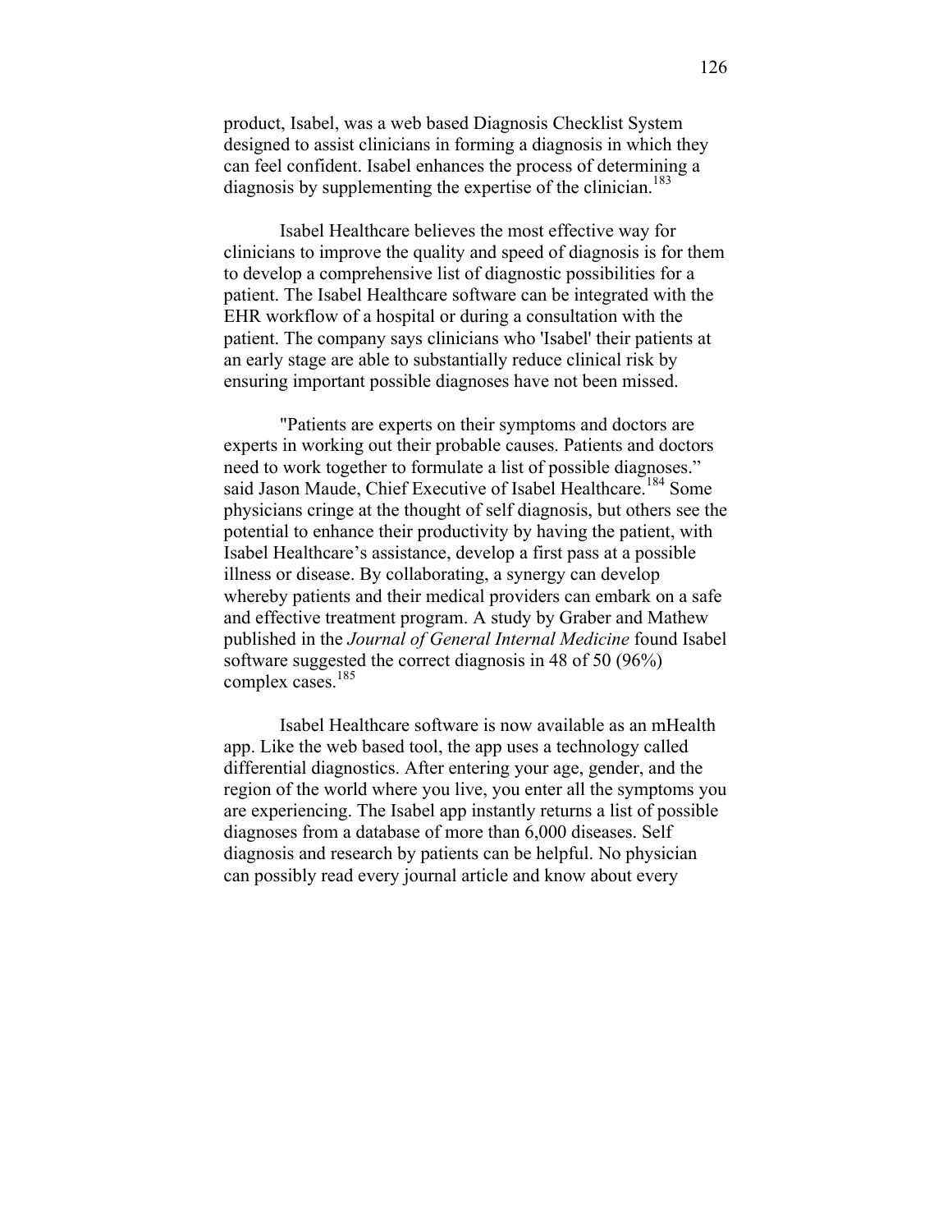product, Isabel, was a web based Diagnosis Checklist System designed to assist clinicians in forming a diagnosis in which they can feel confident. Isabel enhances the process of determining a diagnosis by supplementing the expertise of the clinician.[183]

Isabel Healthcare believes the most effective way for clinicians to improve the quality and speed of diagnosis is for them to develop a comprehensive list of diagnostic possibilities for a patient. The Isabel Healthcare software can be integrated with the EHR workflow of a hospital or during a consultation with the patient. The company says clinicians who 'Isabel' their patients at an early stage are able to substantially reduce clinical risk by ensuring important possible diagnoses have not been missed.

"Patients are experts on their symptoms and doctors are experts in working out their probable causes. Patients and doctors need to work together to formulate a list of possible diagnoses." said Jason Maude, Chief Executive of Isabel Healthcare.[184] Some physicians cringe at the thought of self diagnosis, but others see the potential to enhance their productivity by having the patient, with Isabel Healthcare's assistance, develop a first pass at a possible illness or disease. By collaborating, a synergy can develop whereby patients and their medical providers can embark on a safe and effective treatment program. A study by Graber and Mathew published in the *Journal of General Internal Medicine* found Isabel software suggested the correct diagnosis in 48 of 50 (96%) complex cases.[185]

Isabel Healthcare software is now available as an mHealth app. Like the web based tool, the app uses a technology called differential diagnostics. After entering your age, gender, and the region of the world where you live, you enter all the symptoms you are experiencing. The Isabel app instantly returns a list of possible diagnoses from a database of more than 6,000 diseases. Self diagnosis and research by patients can be helpful. No physician can possibly read every journal article and know about every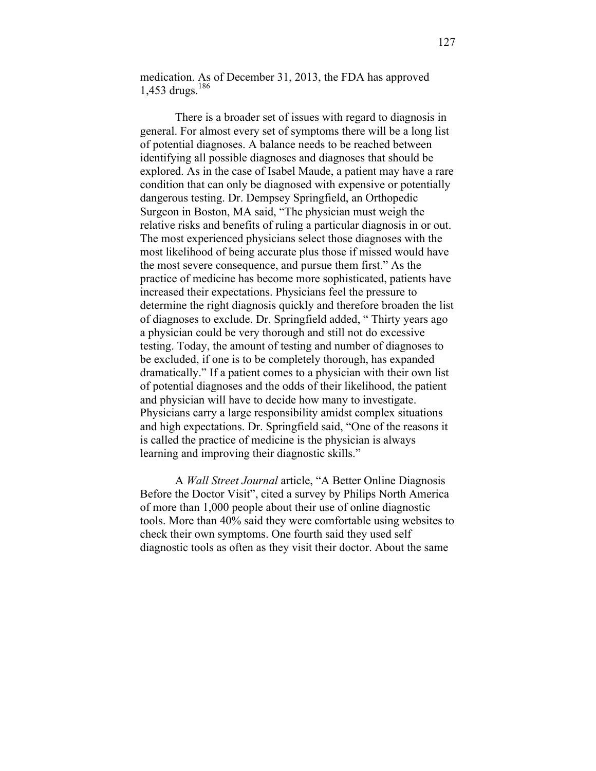medication. As of December 31, 2013, the FDA has approved 1,453 drugs.[186]

There is a broader set of issues with regard to diagnosis in general. For almost every set of symptoms there will be a long list of potential diagnoses. A balance needs to be reached between identifying all possible diagnoses and diagnoses that should be explored. As in the case of Isabel Maude, a patient may have a rare condition that can only be diagnosed with expensive or potentially dangerous testing. Dr. Dempsey Springfield, an Orthopedic Surgeon in Boston, MA said, "The physician must weigh the relative risks and benefits of ruling a particular diagnosis in or out. The most experienced physicians select those diagnoses with the most likelihood of being accurate plus those if missed would have the most severe consequence, and pursue them first." As the practice of medicine has become more sophisticated, patients have increased their expectations. Physicians feel the pressure to determine the right diagnosis quickly and therefore broaden the list of diagnoses to exclude. Dr. Springfield added, " Thirty years ago a physician could be very thorough and still not do excessive testing. Today, the amount of testing and number of diagnoses to be excluded, if one is to be completely thorough, has expanded dramatically." If a patient comes to a physician with their own list of potential diagnoses and the odds of their likelihood, the patient and physician will have to decide how many to investigate. Physicians carry a large responsibility amidst complex situations and high expectations. Dr. Springfield said, "One of the reasons it is called the practice of medicine is the physician is always learning and improving their diagnostic skills."

A *Wall Street Journal* article, "A Better Online Diagnosis Before the Doctor Visit", cited a survey by Philips North America of more than 1,000 people about their use of online diagnostic tools. More than 40% said they were comfortable using websites to check their own symptoms. One fourth said they used self diagnostic tools as often as they visit their doctor. About the same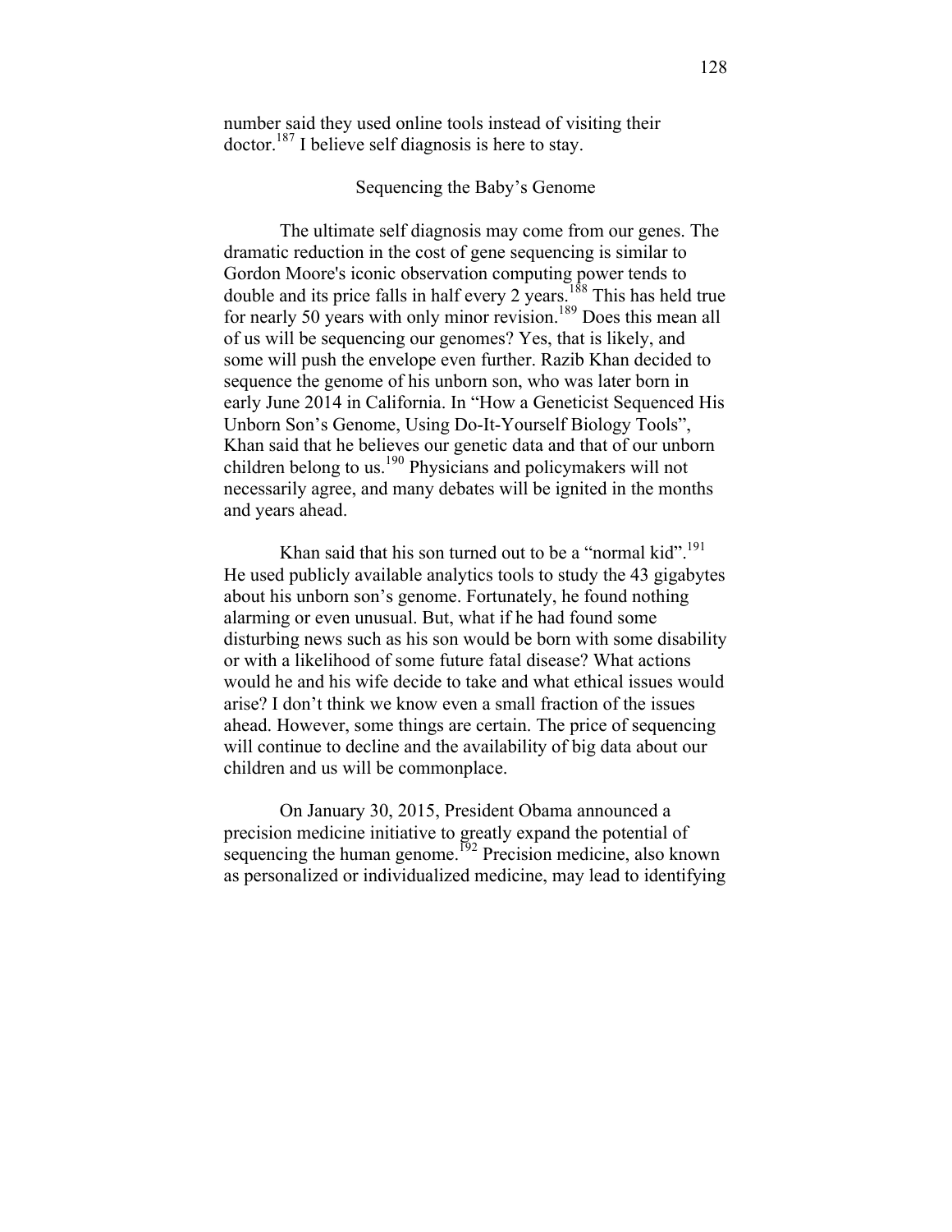number said they used online tools instead of visiting their doctor.[187] I believe self diagnosis is here to stay.

## Sequencing the Baby's Genome

The ultimate self diagnosis may come from our genes. The dramatic reduction in the cost of gene sequencing is similar to Gordon Moore's iconic observation computing power tends to double and its price falls in half every 2 years.[188] This has held true for nearly 50 years with only minor revision.[189] Does this mean all of us will be sequencing our genomes? Yes, that is likely, and some will push the envelope even further. Razib Khan decided to sequence the genome of his unborn son, who was later born in early June 2014 in California. In "How a Geneticist Sequenced His Unborn Son's Genome, Using Do-It-Yourself Biology Tools", Khan said that he believes our genetic data and that of our unborn children belong to us.[190] Physicians and policymakers will not necessarily agree, and many debates will be ignited in the months and years ahead.

Khan said that his son turned out to be a "normal kid".[191] He used publicly available analytics tools to study the 43 gigabytes about his unborn son's genome. Fortunately, he found nothing alarming or even unusual. But, what if he had found some disturbing news such as his son would be born with some disability or with a likelihood of some future fatal disease? What actions would he and his wife decide to take and what ethical issues would arise? I don't think we know even a small fraction of the issues ahead. However, some things are certain. The price of sequencing will continue to decline and the availability of big data about our children and us will be commonplace.

On January 30, 2015, President Obama announced a precision medicine initiative to greatly expand the potential of sequencing the human genome.[192] Precision medicine, also known as personalized or individualized medicine, may lead to identifying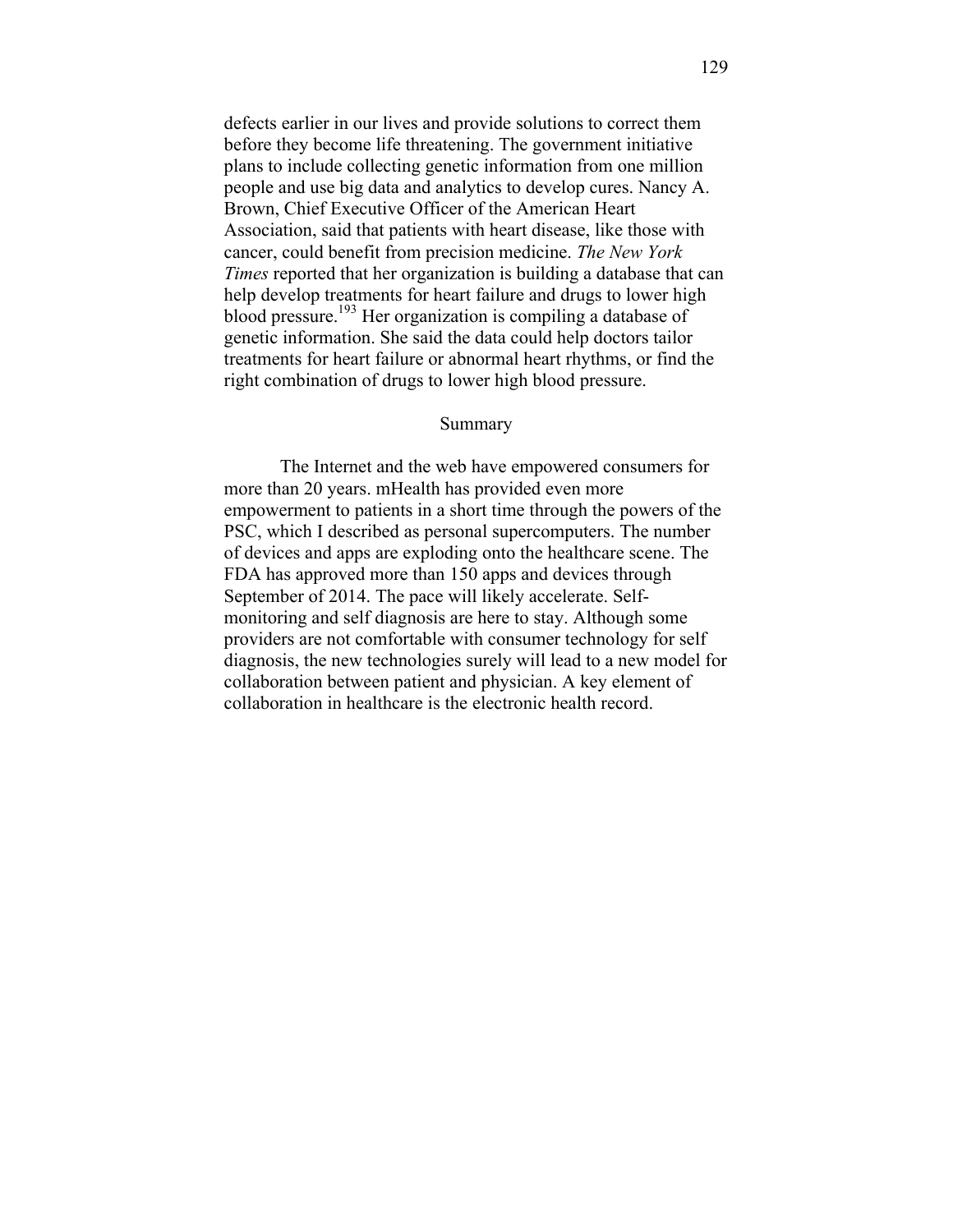defects earlier in our lives and provide solutions to correct them before they become life threatening. The government initiative plans to include collecting genetic information from one million people and use big data and analytics to develop cures. Nancy A. Brown, Chief Executive Officer of the American Heart Association, said that patients with heart disease, like those with cancer, could benefit from precision medicine. *The New York Times* reported that her organization is building a database that can help develop treatments for heart failure and drugs to lower high blood pressure.[193] Her organization is compiling a database of genetic information. She said the data could help doctors tailor treatments for heart failure or abnormal heart rhythms, or find the right combination of drugs to lower high blood pressure.

## Summary

The Internet and the web have empowered consumers for more than 20 years. mHealth has provided even more empowerment to patients in a short time through the powers of the PSC, which I described as personal supercomputers. The number of devices and apps are exploding onto the healthcare scene. The FDA has approved more than 150 apps and devices through September of 2014. The pace will likely accelerate. Self-monitoring and self diagnosis are here to stay. Although some providers are not comfortable with consumer technology for self diagnosis, the new technologies surely will lead to a new model for collaboration between patient and physician. A key element of collaboration in healthcare is the electronic health record.